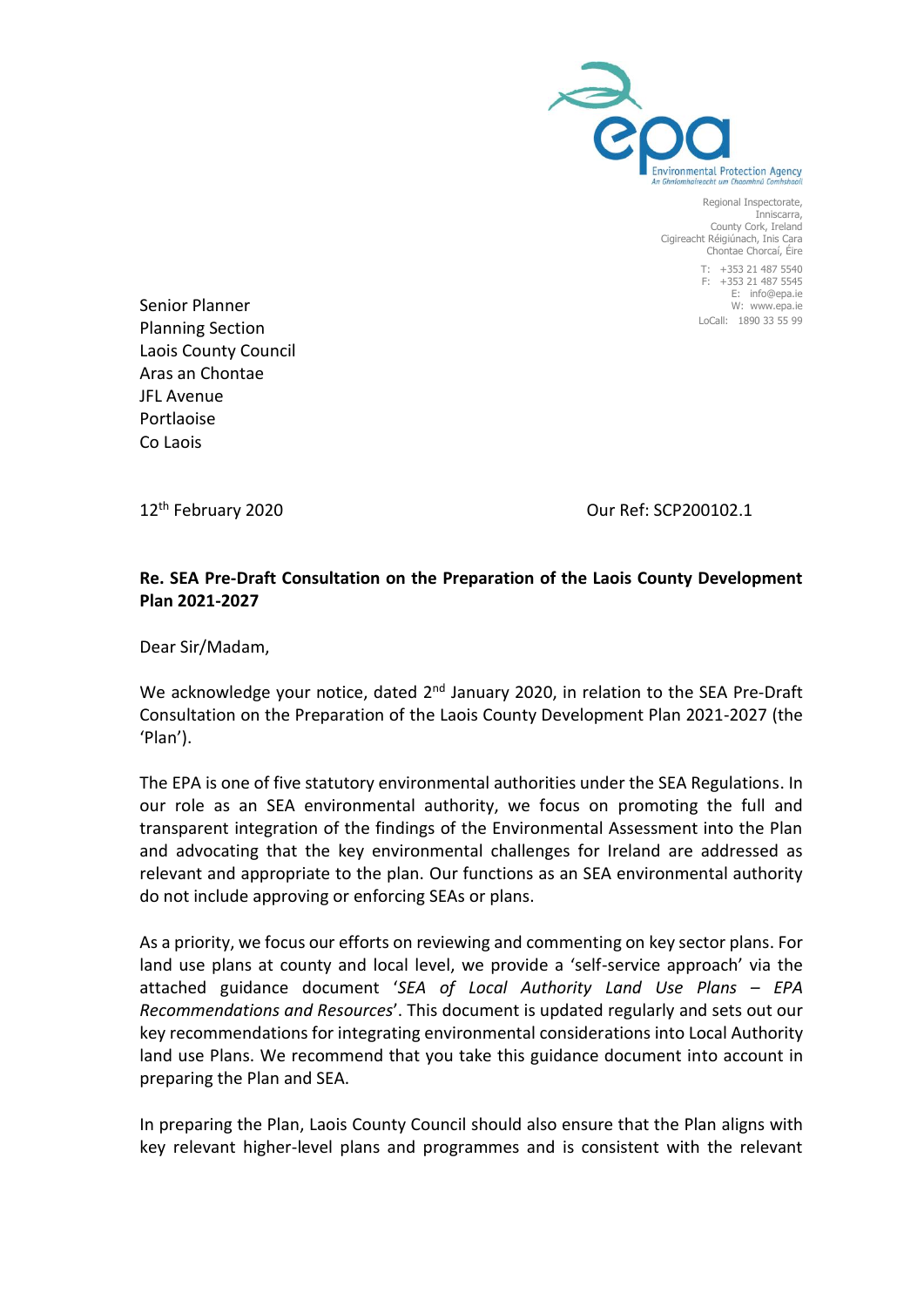Environmental Protection Agency
An Ghníomhaireacht um Chaomhnú Comhshaoil

Regional Inspectorate,
Inniscarra,
County Cork, Ireland
Cigireacht Réigiúnach, Inis Cara
Chontae Chorcaí, Éire

T: +353 21 487 5540
F: +353 21 487 5545
E: info@epa.ie
W: www.epa.ie
LoCall: 1890 33 55 99

Senior Planner
Planning Section
Laois County Council
Aras an Chontae
JFL Avenue
Portlaoise
Co Laois

12th February 2020

Our Ref: SCP200102.1

**Re. SEA Pre-Draft Consultation on the Preparation of the Laois County Development Plan 2021-2027**

Dear Sir/Madam,

We acknowledge your notice, dated 2nd January 2020, in relation to the SEA Pre-Draft Consultation on the Preparation of the Laois County Development Plan 2021-2027 (the 'Plan').

The EPA is one of five statutory environmental authorities under the SEA Regulations. In our role as an SEA environmental authority, we focus on promoting the full and transparent integration of the findings of the Environmental Assessment into the Plan and advocating that the key environmental challenges for Ireland are addressed as relevant and appropriate to the plan. Our functions as an SEA environmental authority do not include approving or enforcing SEAs or plans.

As a priority, we focus our efforts on reviewing and commenting on key sector plans. For land use plans at county and local level, we provide a 'self-service approach' via the attached guidance document '*SEA of Local Authority Land Use Plans – EPA Recommendations and Resources*'. This document is updated regularly and sets out our key recommendations for integrating environmental considerations into Local Authority land use Plans. We recommend that you take this guidance document into account in preparing the Plan and SEA.

In preparing the Plan, Laois County Council should also ensure that the Plan aligns with key relevant higher-level plans and programmes and is consistent with the relevant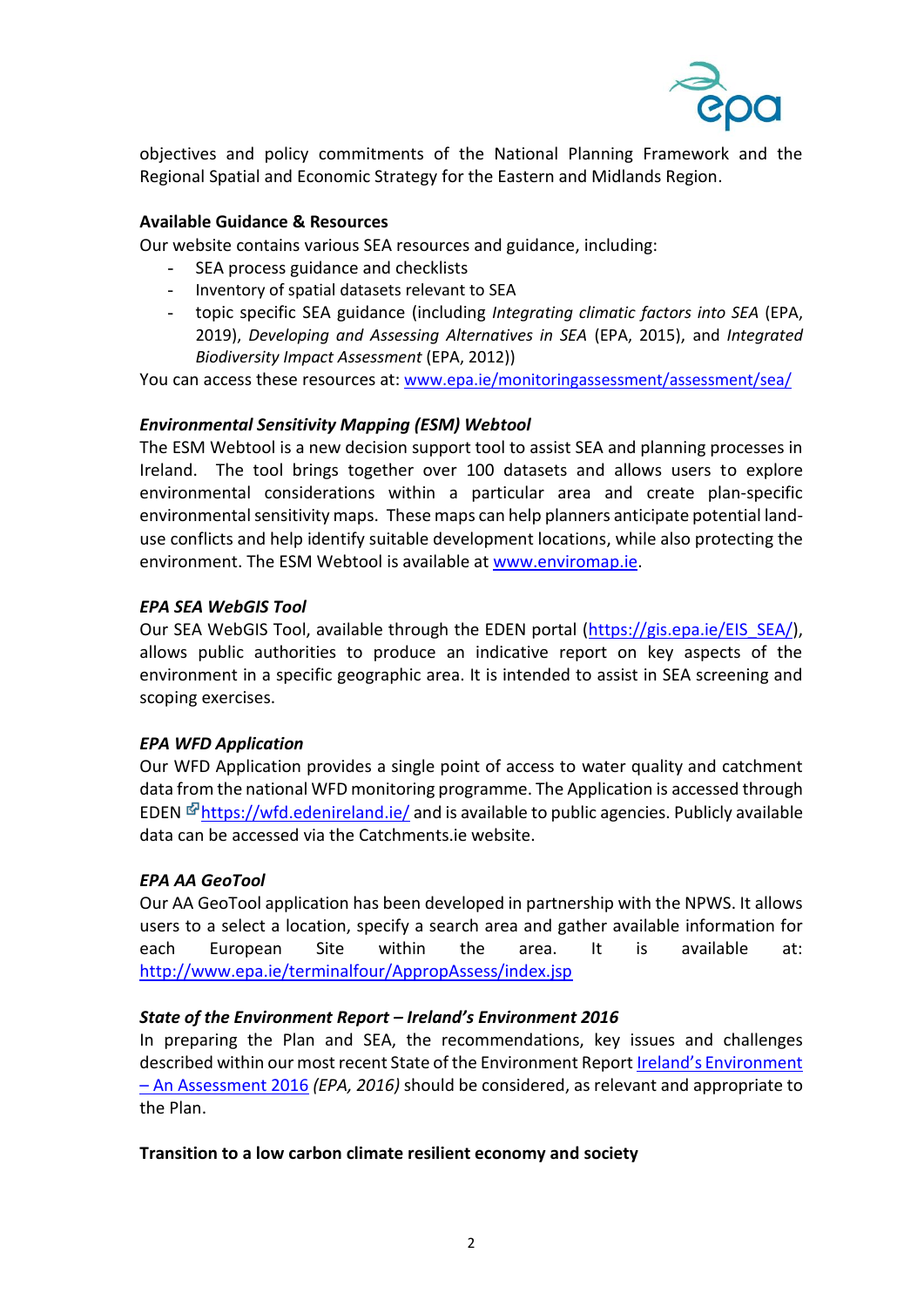objectives and policy commitments of the National Planning Framework and the Regional Spatial and Economic Strategy for the Eastern and Midlands Region.

**Available Guidance & Resources**

Our website contains various SEA resources and guidance, including:

- SEA process guidance and checklists
- Inventory of spatial datasets relevant to SEA
- topic specific SEA guidance (including *Integrating climatic factors into SEA* (EPA, 2019), *Developing and Assessing Alternatives in SEA* (EPA, 2015), and *Integrated Biodiversity Impact Assessment* (EPA, 2012))

You can access these resources at: [www.epa.ie/monitoringassessment/assessment/sea/](www.epa.ie/monitoringassessment/assessment/sea/)

***Environmental Sensitivity Mapping (ESM) Webtool***

The ESM Webtool is a new decision support tool to assist SEA and planning processes in Ireland. The tool brings together over 100 datasets and allows users to explore environmental considerations within a particular area and create plan-specific environmental sensitivity maps. These maps can help planners anticipate potential land-use conflicts and help identify suitable development locations, while also protecting the environment. The ESM Webtool is available at [www.enviromap.ie](www.enviromap.ie).

***EPA SEA WebGIS Tool***

Our SEA WebGIS Tool, available through the EDEN portal ([https://gis.epa.ie/EIS_SEA/](https://gis.epa.ie/EIS_SEA/)), allows public authorities to produce an indicative report on key aspects of the environment in a specific geographic area. It is intended to assist in SEA screening and scoping exercises.

***EPA WFD Application***

Our WFD Application provides a single point of access to water quality and catchment data from the national WFD monitoring programme. The Application is accessed through EDEN [https://wfd.edenireland.ie/](https://wfd.edenireland.ie/) and is available to public agencies. Publicly available data can be accessed via the Catchments.ie website.

***EPA AA GeoTool***

Our AA GeoTool application has been developed in partnership with the NPWS. It allows users to a select a location, specify a search area and gather available information for each European Site within the area. It is available at: [http://www.epa.ie/terminalfour/AppropAssess/index.jsp](http://www.epa.ie/terminalfour/AppropAssess/index.jsp)

***State of the Environment Report – Ireland's Environment 2016***

In preparing the Plan and SEA, the recommendations, key issues and challenges described within our most recent State of the Environment Report Ireland's Environment – An Assessment 2016 *(EPA, 2016)* should be considered, as relevant and appropriate to the Plan.

**Transition to a low carbon climate resilient economy and society**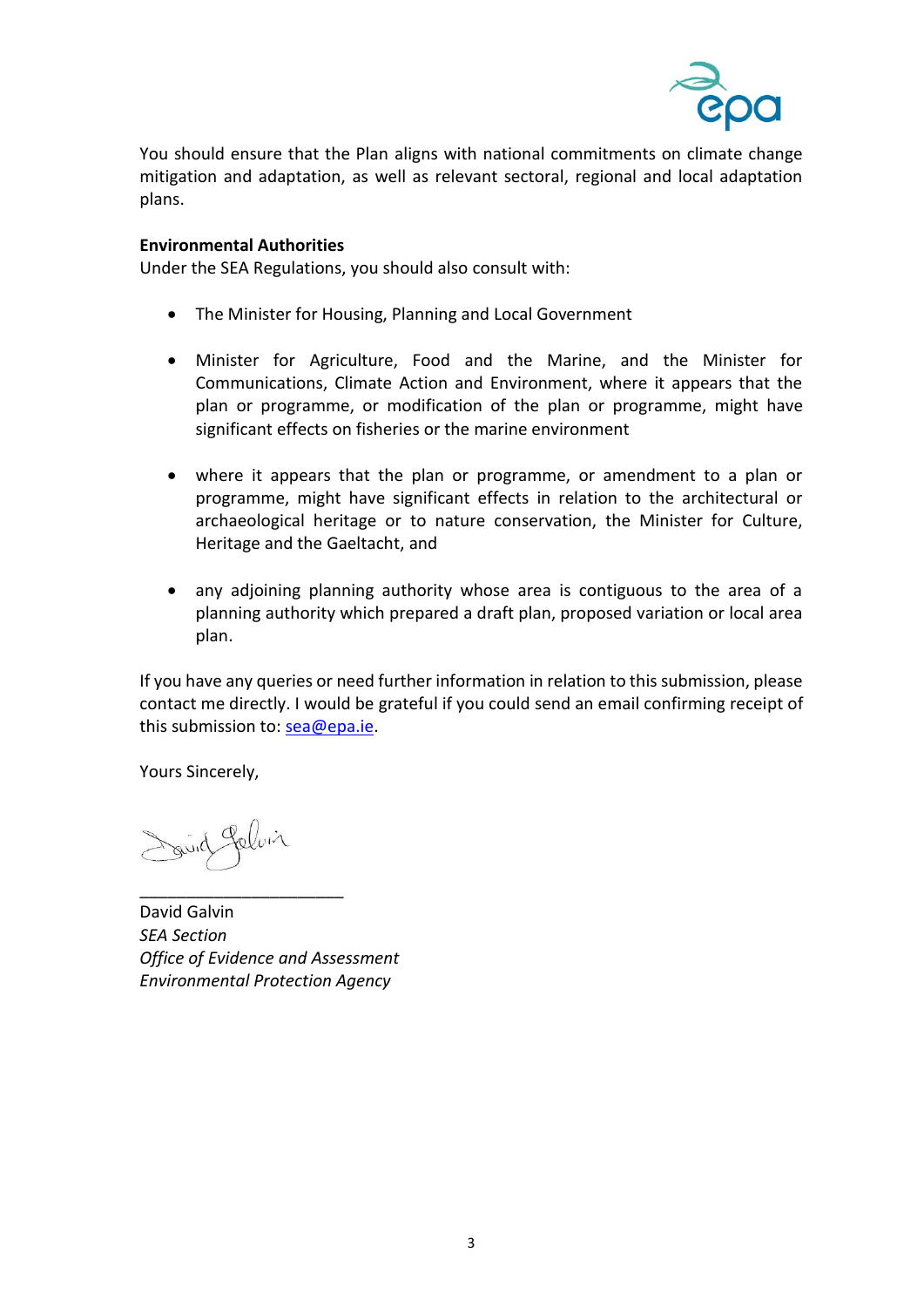You should ensure that the Plan aligns with national commitments on climate change mitigation and adaptation, as well as relevant sectoral, regional and local adaptation plans.

**Environmental Authorities**
Under the SEA Regulations, you should also consult with:

- The Minister for Housing, Planning and Local Government
- Minister for Agriculture, Food and the Marine, and the Minister for Communications, Climate Action and Environment, where it appears that the plan or programme, or modification of the plan or programme, might have significant effects on fisheries or the marine environment
- where it appears that the plan or programme, or amendment to a plan or programme, might have significant effects in relation to the architectural or archaeological heritage or to nature conservation, the Minister for Culture, Heritage and the Gaeltacht, and
- any adjoining planning authority whose area is contiguous to the area of a planning authority which prepared a draft plan, proposed variation or local area plan.

If you have any queries or need further information in relation to this submission, please contact me directly. I would be grateful if you could send an email confirming receipt of this submission to: sea@epa.ie.

Yours Sincerely,

______________________

David Galvin
*SEA Section*
*Office of Evidence and Assessment*
*Environmental Protection Agency*